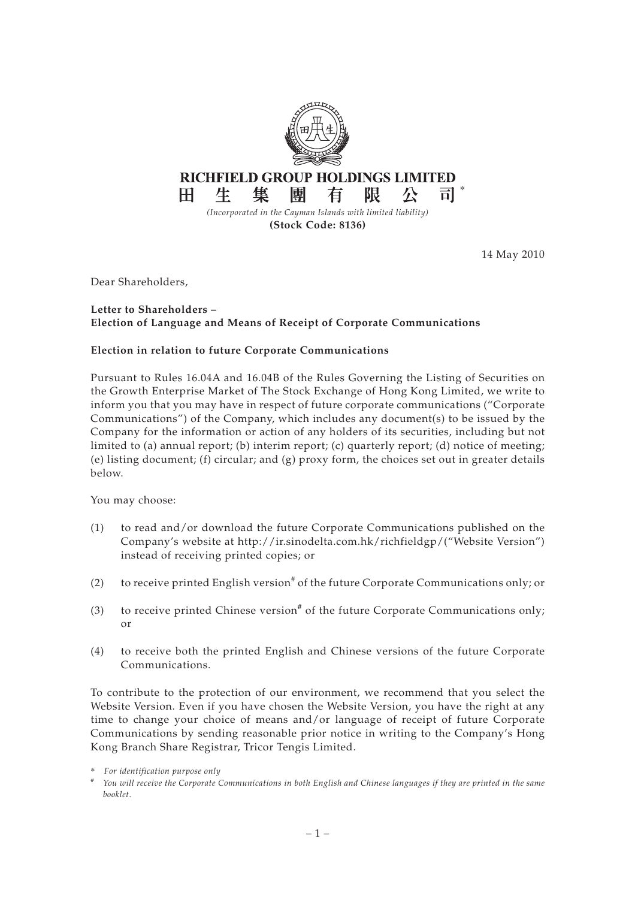**RICHFIELD GROUP HOLDINGS LIMITED**
**田生集團有限公司***

*(Incorporated in the Cayman Islands with limited liability)*
**(Stock Code: 8136)**

14 May 2010

Dear Shareholders,

**Letter to Shareholders –**
**Election of Language and Means of Receipt of Corporate Communications**

**Election in relation to future Corporate Communications**

Pursuant to Rules 16.04A and 16.04B of the Rules Governing the Listing of Securities on the Growth Enterprise Market of The Stock Exchange of Hong Kong Limited, we write to inform you that you may have in respect of future corporate communications ("Corporate Communications") of the Company, which includes any document(s) to be issued by the Company for the information or action of any holders of its securities, including but not limited to (a) annual report; (b) interim report; (c) quarterly report; (d) notice of meeting; (e) listing document; (f) circular; and (g) proxy form, the choices set out in greater details below.

You may choose:

(1) to read and/or download the future Corporate Communications published on the Company's website at http://ir.sinodelta.com.hk/richfieldgp/("Website Version") instead of receiving printed copies; or

(2) to receive printed English version# of the future Corporate Communications only; or

(3) to receive printed Chinese version# of the future Corporate Communications only; or

(4) to receive both the printed English and Chinese versions of the future Corporate Communications.

To contribute to the protection of our environment, we recommend that you select the Website Version. Even if you have chosen the Website Version, you have the right at any time to change your choice of means and/or language of receipt of future Corporate Communications by sending reasonable prior notice in writing to the Company's Hong Kong Branch Share Registrar, Tricor Tengis Limited.

\* *For identification purpose only*

\# *You will receive the Corporate Communications in both English and Chinese languages if they are printed in the same booklet.*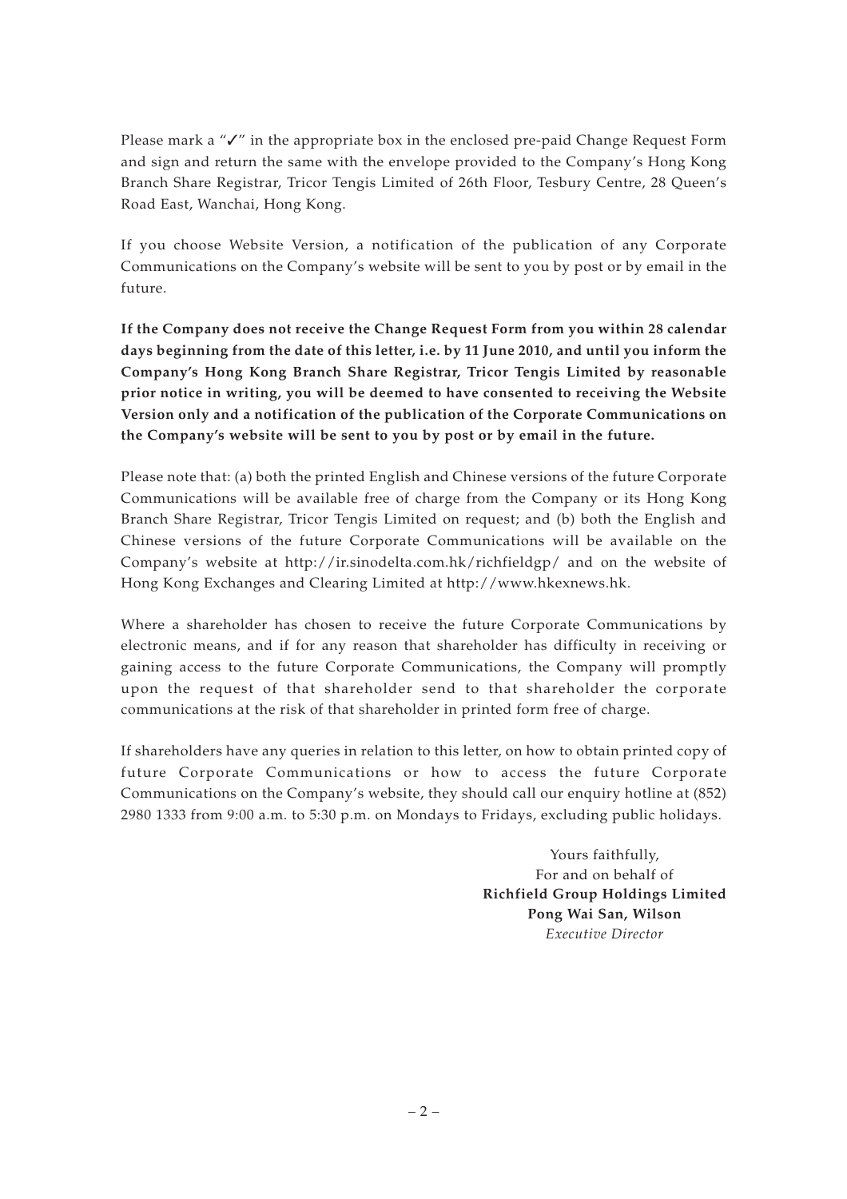Please mark a "✓" in the appropriate box in the enclosed pre-paid Change Request Form and sign and return the same with the envelope provided to the Company's Hong Kong Branch Share Registrar, Tricor Tengis Limited of 26th Floor, Tesbury Centre, 28 Queen's Road East, Wanchai, Hong Kong.

If you choose Website Version, a notification of the publication of any Corporate Communications on the Company's website will be sent to you by post or by email in the future.

**If the Company does not receive the Change Request Form from you within 28 calendar days beginning from the date of this letter, i.e. by 11 June 2010, and until you inform the Company's Hong Kong Branch Share Registrar, Tricor Tengis Limited by reasonable prior notice in writing, you will be deemed to have consented to receiving the Website Version only and a notification of the publication of the Corporate Communications on the Company's website will be sent to you by post or by email in the future.**

Please note that: (a) both the printed English and Chinese versions of the future Corporate Communications will be available free of charge from the Company or its Hong Kong Branch Share Registrar, Tricor Tengis Limited on request; and (b) both the English and Chinese versions of the future Corporate Communications will be available on the Company's website at http://ir.sinodelta.com.hk/richfieldgp/ and on the website of Hong Kong Exchanges and Clearing Limited at http://www.hkexnews.hk.

Where a shareholder has chosen to receive the future Corporate Communications by electronic means, and if for any reason that shareholder has difficulty in receiving or gaining access to the future Corporate Communications, the Company will promptly upon the request of that shareholder send to that shareholder the corporate communications at the risk of that shareholder in printed form free of charge.

If shareholders have any queries in relation to this letter, on how to obtain printed copy of future Corporate Communications or how to access the future Corporate Communications on the Company's website, they should call our enquiry hotline at (852) 2980 1333 from 9:00 a.m. to 5:30 p.m. on Mondays to Fridays, excluding public holidays.

Yours faithfully,
For and on behalf of
**Richfield Group Holdings Limited**
**Pong Wai San, Wilson**
*Executive Director*